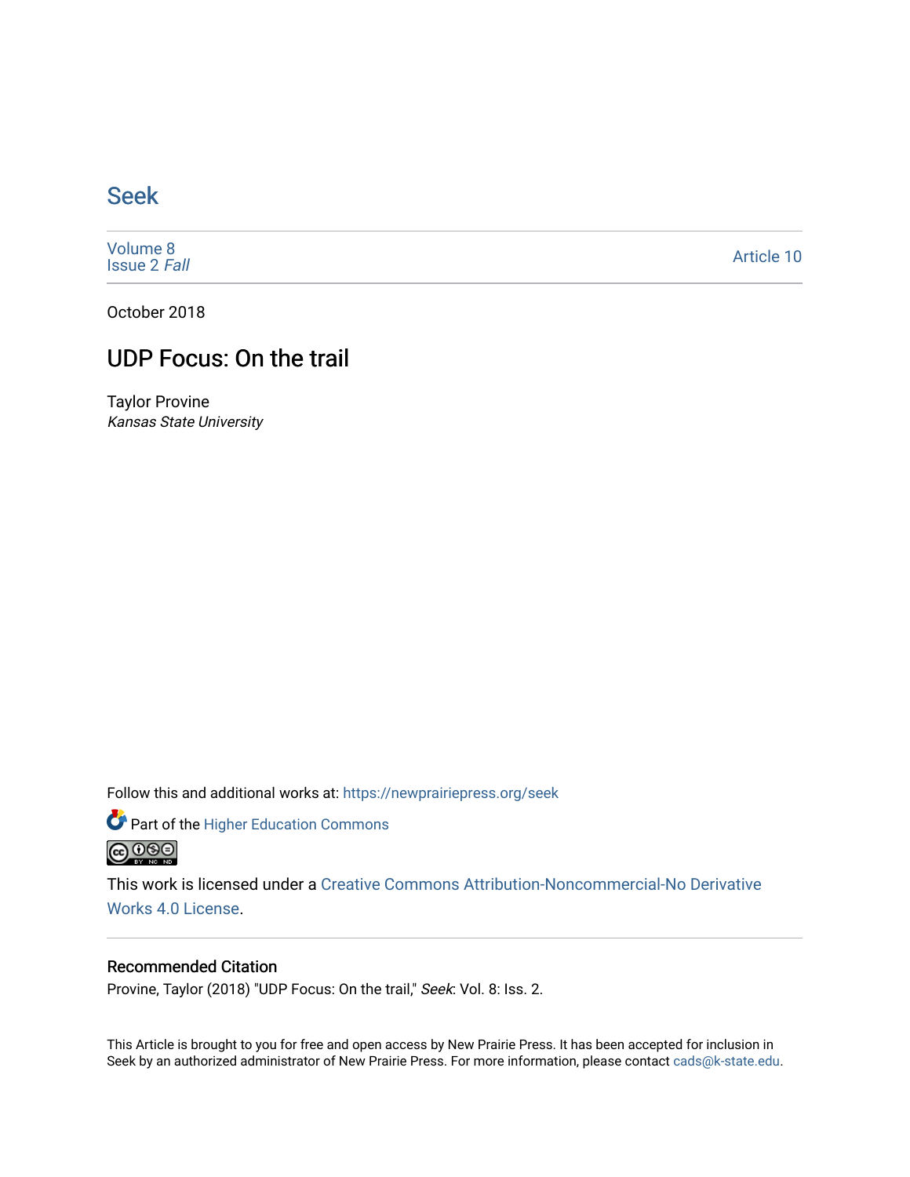# Seek

Volume 8
Issue 2 *Fall*

Article 10

October 2018

## UDP Focus: On the trail

Taylor Provine
*Kansas State University*

Follow this and additional works at: https://newprairiepress.org/seek

Part of the Higher Education Commons

This work is licensed under a Creative Commons Attribution-Noncommercial-No Derivative Works 4.0 License.

### Recommended Citation

Provine, Taylor (2018) "UDP Focus: On the trail," *Seek*: Vol. 8: Iss. 2.

This Article is brought to you for free and open access by New Prairie Press. It has been accepted for inclusion in Seek by an authorized administrator of New Prairie Press. For more information, please contact cads@k-state.edu.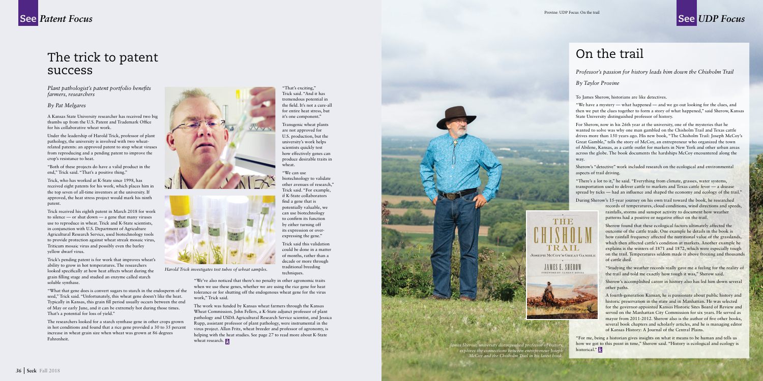# The trick to patent success

*Plant pathologist's patent portfolio benefits farmers, researchers*

*By Pat Melgares*

A Kansas State University researcher has received two big thumbs up from the U.S. Patent and Trademark Office for his collaborative wheat work.

Under the leadership of Harold Trick, professor of plant pathology, the university is involved with two wheat-related patents: an approved patent to stop wheat viruses from reproducing and a pending patent to improve the crop's resistance to heat.

"Both of these projects do have a valid product in the end," Trick said. "That's a positive thing."

Trick, who has worked at K-State since 1998, has received eight patents for his work, which places him in the top seven of all-time inventors at the university. If approved, the heat stress project would mark his ninth patent.

Trick received his eighth patent in March 2018 for work to silence — or shut down — a gene that many viruses use to reproduce in wheat. Trick and K-State scientists, in conjunction with U.S. Department of Agriculture Agricultural Research Service, used biotechnology tools to provide protection against wheat streak mosaic virus, Triticum mosaic virus and possibly even the barley yellow dwarf virus.

Trick's pending patent is for work that improves wheat's ability to grow in hot temperatures. The researchers looked specifically at how heat affects wheat during the grain filling stage and studied an enzyme called starch soluble synthase.

"What that gene does is convert sugars to starch in the endosperm of the seed," Trick said. "Unfortunately, this wheat gene doesn't like the heat. Typically in Kansas, this grain fill period usually occurs between the end of May or early June, and it can be extremely hot during those times. That's a potential for loss of yield."

The researchers looked for a starch synthase gene in other crops grown in hot conditions and found that a rice gene provided a 30 to 35 percent increase in wheat grain size when wheat was grown at 86 degrees Fahrenheit.

*Harold Trick investigates test tubes of wheat samples.*

"That's exciting," Trick said. "And it has tremendous potential in the field. It's not a cure-all for entire heat stress, but it's one component."

Transgenic wheat plants are not approved for U.S. production, but the university's work helps scientists quickly test how effectively genes can produce desirable traits in wheat.

"We can use biotechnology to validate other avenues of research," Trick said. "For example, if K-State collaborators find a gene that is potentially valuable, we can use biotechnology to confirm its function by either turning off its expression or over-expressing the gene."

Trick said this validation could be done in a matter of months, rather than a decade or more through traditional breeding techniques.

"We've also noticed that there's no penalty in other agronomic traits when we use these genes, whether we are using the rice gene for heat tolerance or for shutting off the endogenous wheat gene for the virus work," Trick said.

The work was funded by Kansas wheat farmers through the Kansas Wheat Commission. John Fellers, a K-State adjunct professor of plant pathology and USDA Agricultural Research Service scientist, and Jessica Rupp, assistant professor of plant pathology, were instrumental in the virus project. Allan Fritz, wheat breeder and professor of agronomy, is helping with the heat studies. See page 27 to read more about K-State wheat research.

# On the trail

*Professor's passion for history leads him down the Chisholm Trail*

*By Taylor Provine*

To James Sherow, historians are like detectives.

"We have a mystery — what happened — and we go out looking for the clues, and then we put the clues together to form a story of what happened," said Sherow, Kansas State University distinguished professor of history.

For Sherow, now in his 26th year at the university, one of the mysteries that he wanted to solve was why one man gambled on the Chisholm Trail and Texas cattle drives more than 150 years ago. His new book, "The Chisholm Trail: Joseph McCoy's Great Gamble," tells the story of McCoy, an entrepreneur who organized the town of Abilene, Kansas, as a cattle outlet for markets in New York and other urban areas across the globe. The book documents the hardships McCoy encountered along the way.

Sherow's "detective" work included research on the ecological and environmental aspects of trail driving.

"There's a lot to it," he said. "Everything from climate, grasses, water systems, transportation used to deliver cattle to markets and Texas cattle fever — a disease spread by ticks — had an influence and shaped the economy and ecology of the trail."

During Sherow's 15-year journey on his own trail toward the book, he researched records of temperatures, cloud conditions, wind directions and speeds, rainfalls, storms and sunspot activity to document how weather patterns had a positive or negative effect on the trail.

Sherow found that these ecological factors ultimately affected the outcome of the cattle trade. One example he details in the book is how rainfall frequency affected the nutritional value of the grasslands, which then affected cattle's condition at markets. Another example he explains is the winters of 1871 and 1872, which were especially tough on the trail. Temperatures seldom made it above freezing and thousands of cattle died.

"Studying the weather records really gave me a feeling for the reality of the trail and told me exactly how tough it was," Sherow said.

Sherow's accomplished career in history also has led him down several other paths.

A fourth-generation Kansan, he is passionate about public history and historic preservation in the state and in Manhattan. He was selected for the governor-appointed Kansas Historic Sites Board of Review and served on the Manhattan City Commission for six years. He served as mayor from 2011-2012. Sherow also is the author of five other books, several book chapters and scholarly articles, and he is managing editor of Kansas History: A Journal of the Central Plains.

"For me, being a historian gives insights on what it means to be human and tells us how we got to this point in time," Sherow said. "History is ecological and ecology is historical."

*James Sherow, university distinguished professor of history, explores the connections between entrepreneur Joseph McCoy and the Chisholm Trail in his latest book.*